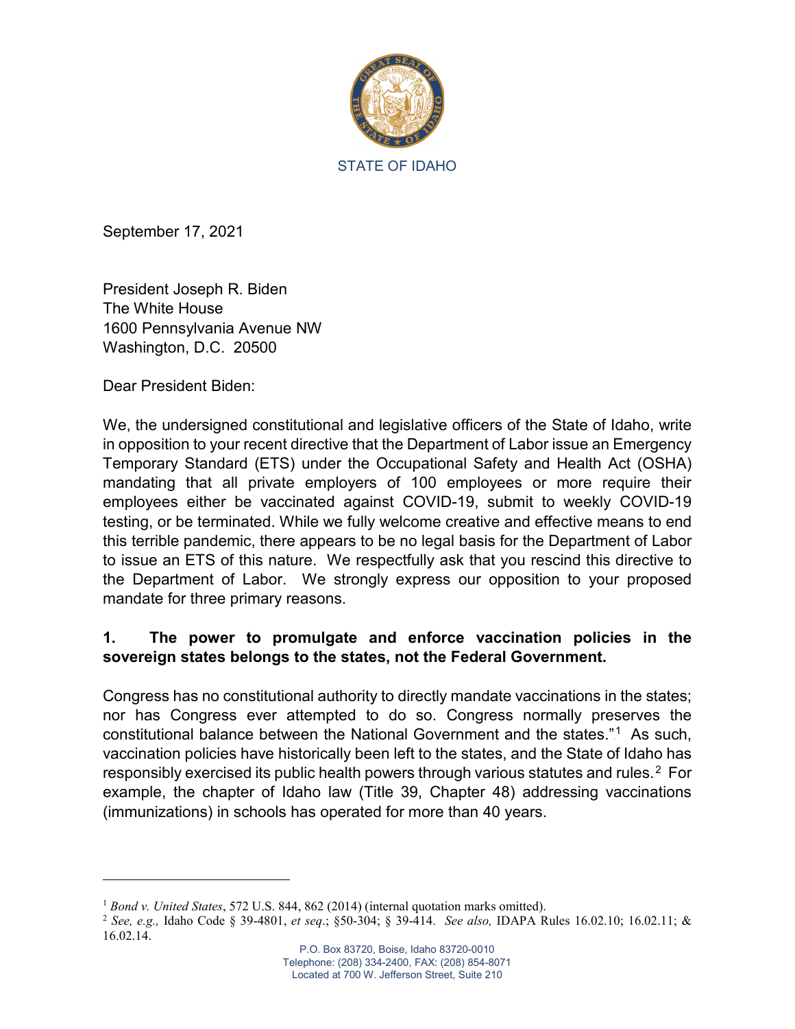STATE OF IDAHO

September 17, 2021

President Joseph R. Biden
The White House
1600 Pennsylvania Avenue NW
Washington, D.C. 20500

Dear President Biden:

We, the undersigned constitutional and legislative officers of the State of Idaho, write in opposition to your recent directive that the Department of Labor issue an Emergency Temporary Standard (ETS) under the Occupational Safety and Health Act (OSHA) mandating that all private employers of 100 employees or more require their employees either be vaccinated against COVID-19, submit to weekly COVID-19 testing, or be terminated. While we fully welcome creative and effective means to end this terrible pandemic, there appears to be no legal basis for the Department of Labor to issue an ETS of this nature. We respectfully ask that you rescind this directive to the Department of Labor. We strongly express our opposition to your proposed mandate for three primary reasons.

**1. The power to promulgate and enforce vaccination policies in the sovereign states belongs to the states, not the Federal Government.**

Congress has no constitutional authority to directly mandate vaccinations in the states; nor has Congress ever attempted to do so. Congress normally preserves the constitutional balance between the National Government and the states."[1] As such, vaccination policies have historically been left to the states, and the State of Idaho has responsibly exercised its public health powers through various statutes and rules.[2] For example, the chapter of Idaho law (Title 39, Chapter 48) addressing vaccinations (immunizations) in schools has operated for more than 40 years.

---

[1] *Bond v. United States*, 572 U.S. 844, 862 (2014) (internal quotation marks omitted).

[2] *See, e.g.,* Idaho Code § 39-4801, *et seq*.; §50-304; § 39-414. *See also,* IDAPA Rules 16.02.10; 16.02.11; & 16.02.14.

P.O. Box 83720, Boise, Idaho 83720-0010
Telephone: (208) 334-2400, FAX: (208) 854-8071
Located at 700 W. Jefferson Street, Suite 210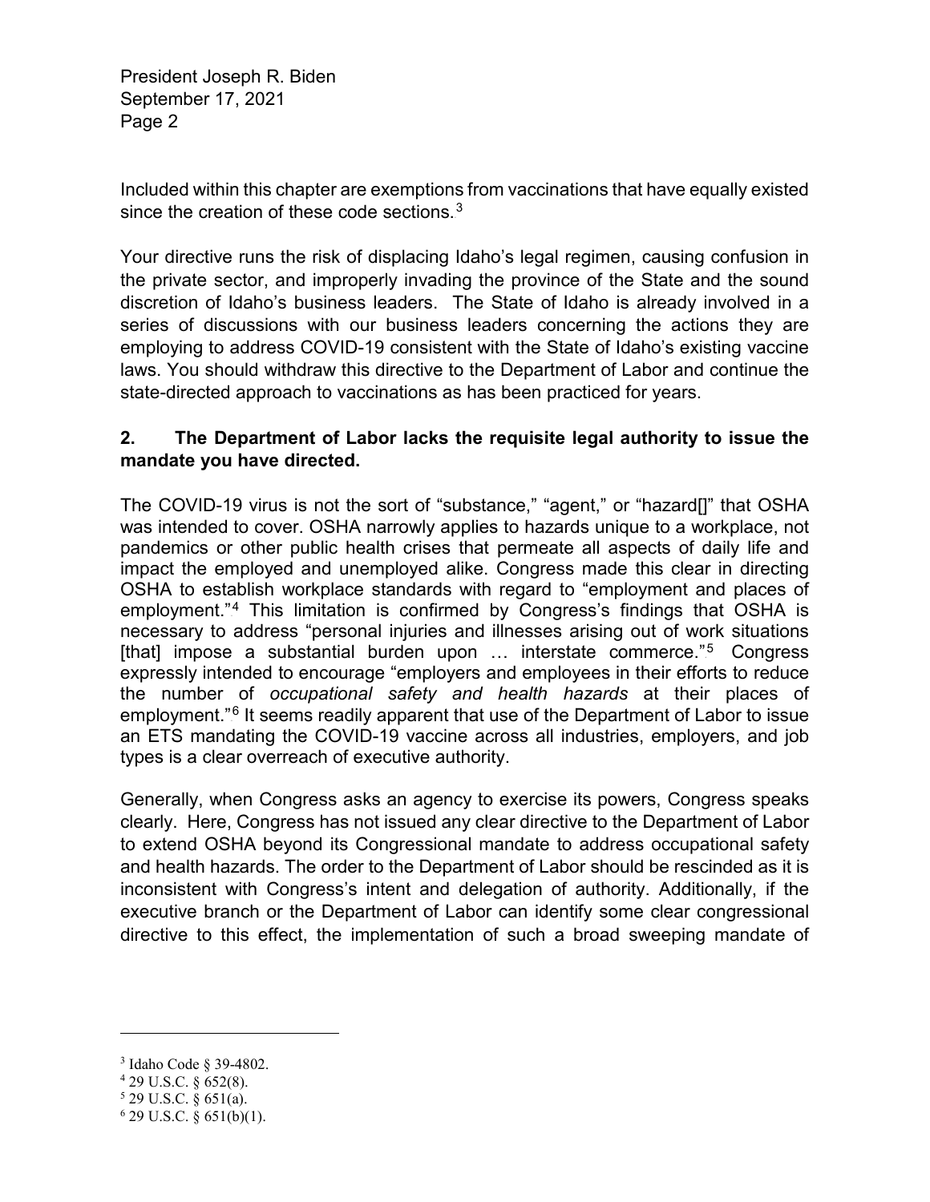Included within this chapter are exemptions from vaccinations that have equally existed since the creation of these code sections.[3]

Your directive runs the risk of displacing Idaho's legal regimen, causing confusion in the private sector, and improperly invading the province of the State and the sound discretion of Idaho's business leaders. The State of Idaho is already involved in a series of discussions with our business leaders concerning the actions they are employing to address COVID-19 consistent with the State of Idaho's existing vaccine laws. You should withdraw this directive to the Department of Labor and continue the state-directed approach to vaccinations as has been practiced for years.

**2. The Department of Labor lacks the requisite legal authority to issue the mandate you have directed.**

The COVID-19 virus is not the sort of "substance," "agent," or "hazard[]" that OSHA was intended to cover. OSHA narrowly applies to hazards unique to a workplace, not pandemics or other public health crises that permeate all aspects of daily life and impact the employed and unemployed alike. Congress made this clear in directing OSHA to establish workplace standards with regard to "employment and places of employment."[4] This limitation is confirmed by Congress's findings that OSHA is necessary to address "personal injuries and illnesses arising out of work situations [that] impose a substantial burden upon … interstate commerce."[5] Congress expressly intended to encourage "employers and employees in their efforts to reduce the number of *occupational safety and health hazards* at their places of employment."[6] It seems readily apparent that use of the Department of Labor to issue an ETS mandating the COVID-19 vaccine across all industries, employers, and job types is a clear overreach of executive authority.

Generally, when Congress asks an agency to exercise its powers, Congress speaks clearly. Here, Congress has not issued any clear directive to the Department of Labor to extend OSHA beyond its Congressional mandate to address occupational safety and health hazards. The order to the Department of Labor should be rescinded as it is inconsistent with Congress's intent and delegation of authority. Additionally, if the executive branch or the Department of Labor can identify some clear congressional directive to this effect, the implementation of such a broad sweeping mandate of

---

[3] Idaho Code § 39-4802.

[4] 29 U.S.C. § 652(8).

[5] 29 U.S.C. § 651(a).

[6] 29 U.S.C. § 651(b)(1).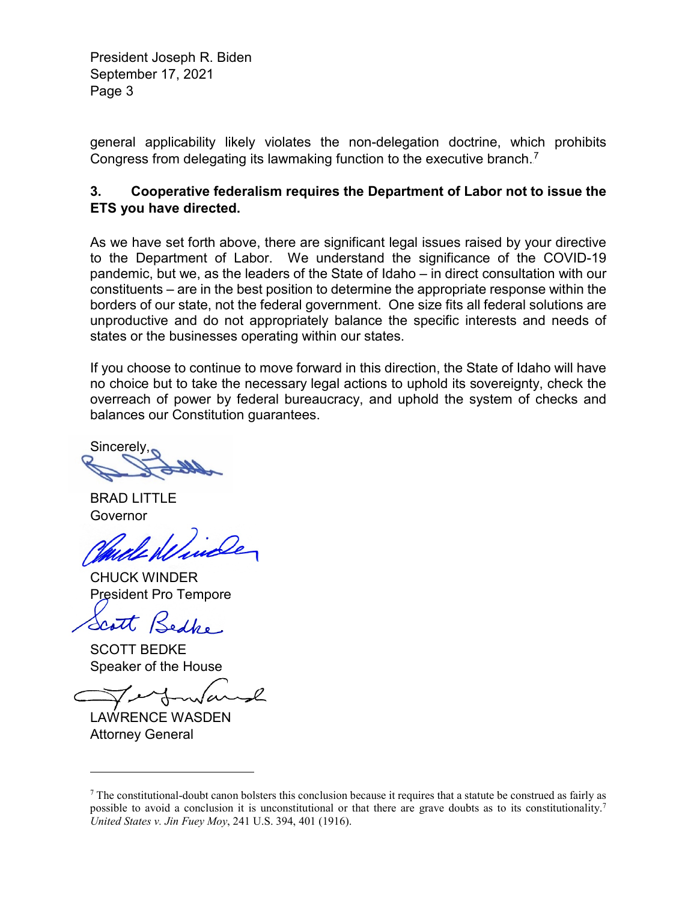general applicability likely violates the non-delegation doctrine, which prohibits Congress from delegating its lawmaking function to the executive branch.[7]

**3. Cooperative federalism requires the Department of Labor not to issue the ETS you have directed.**

As we have set forth above, there are significant legal issues raised by your directive to the Department of Labor. We understand the significance of the COVID-19 pandemic, but we, as the leaders of the State of Idaho – in direct consultation with our constituents – are in the best position to determine the appropriate response within the borders of our state, not the federal government. One size fits all federal solutions are unproductive and do not appropriately balance the specific interests and needs of states or the businesses operating within our states.

If you choose to continue to move forward in this direction, the State of Idaho will have no choice but to take the necessary legal actions to uphold its sovereignty, check the overreach of power by federal bureaucracy, and uphold the system of checks and balances our Constitution guarantees.

Sincerely,

BRAD LITTLE
Governor

CHUCK WINDER
President Pro Tempore

SCOTT BEDKE
Speaker of the House

LAWRENCE WASDEN
Attorney General

---

[7] The constitutional-doubt canon bolsters this conclusion because it requires that a statute be construed as fairly as possible to avoid a conclusion it is unconstitutional or that there are grave doubts as to its constitutionality.[7] *United States v. Jin Fuey Moy*, 241 U.S. 394, 401 (1916).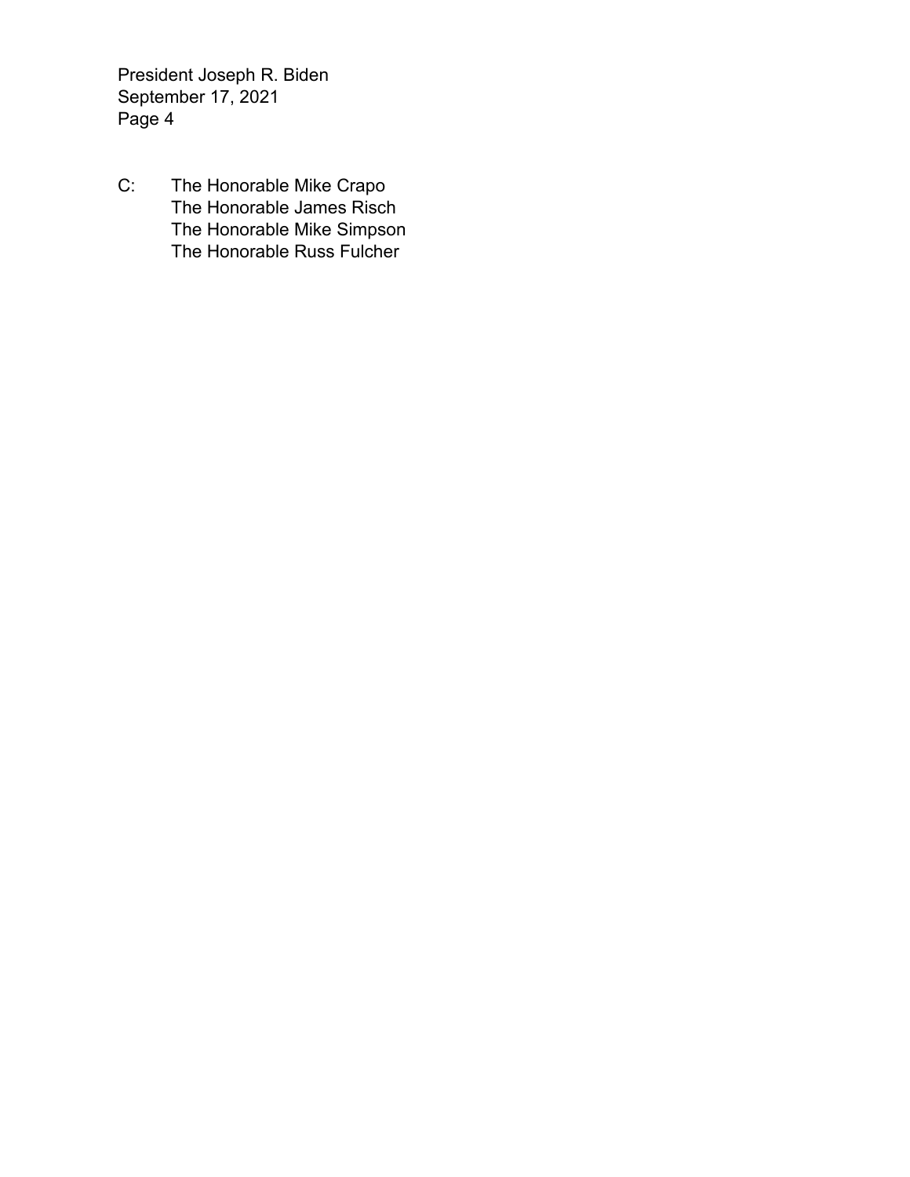C: The Honorable Mike Crapo
The Honorable James Risch
The Honorable Mike Simpson
The Honorable Russ Fulcher